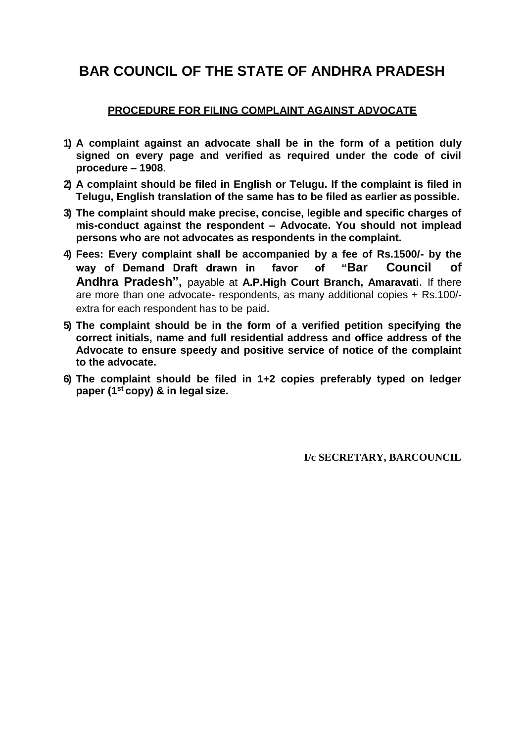# BAR COUNCIL OF THE STATE OF ANDHRA PRADESH

## PROCEDURE FOR FILING COMPLAINT AGAINST ADVOCATE

1) **A complaint against an advocate shall be in the form of a petition duly signed on every page and verified as required under the code of civil procedure – 1908**.
2) **A complaint should be filed in English or Telugu. If the complaint is filed in Telugu, English translation of the same has to be filed as earlier as possible.**
3) **The complaint should make precise, concise, legible and specific charges of mis-conduct against the respondent – Advocate. You should not implead persons who are not advocates as respondents in the complaint.**
4) **Fees: Every complaint shall be accompanied by a fee of Rs.1500/- by the way of Demand Draft drawn in favor of "Bar Council of Andhra Pradesh",** payable at **A.P.High Court Branch, Amaravati**. If there are more than one advocate- respondents, as many additional copies + Rs.100/- extra for each respondent has to be paid.
5) **The complaint should be in the form of a verified petition specifying the correct initials, name and full residential address and office address of the Advocate to ensure speedy and positive service of notice of the complaint to the advocate.**
6) **The complaint should be filed in 1+2 copies preferably typed on ledger paper (1st copy) & in legal size.**

**I/c SECRETARY, BARCOUNCIL**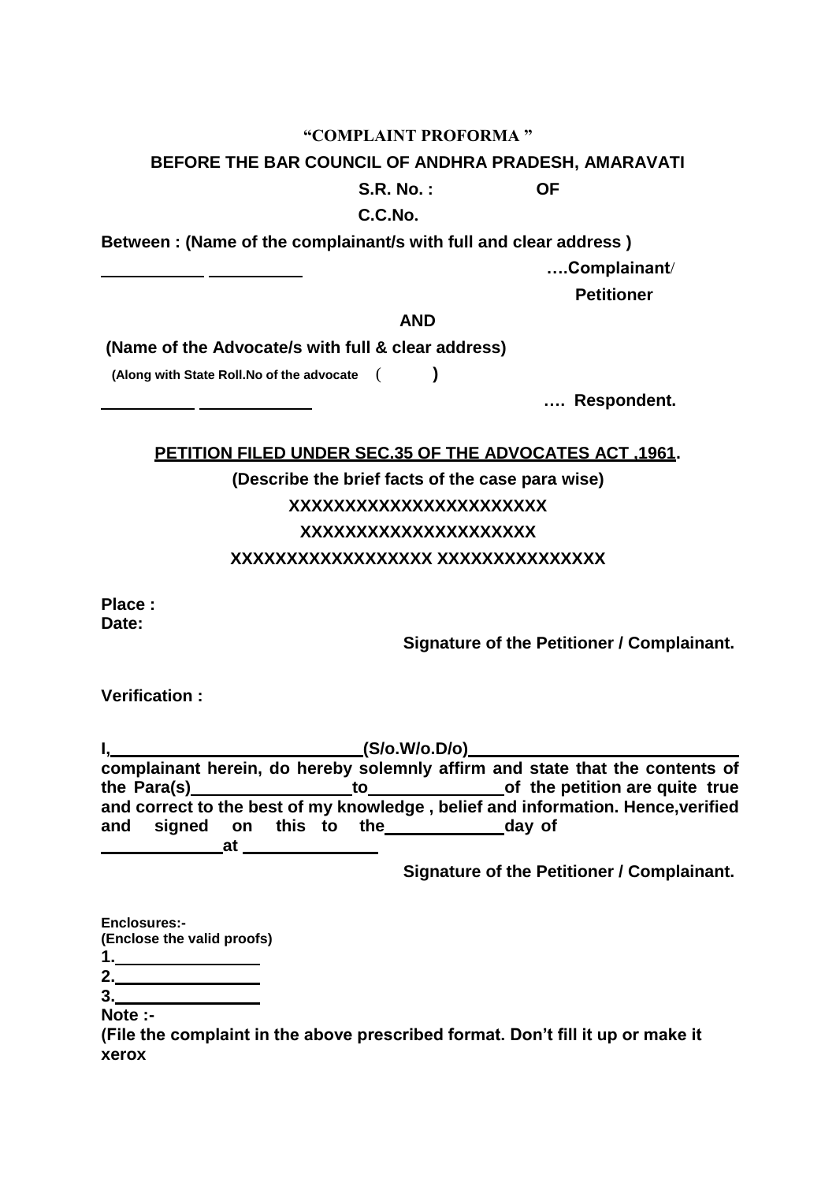**"COMPLAINT PROFORMA "**

**BEFORE THE BAR COUNCIL OF ANDHRA PRADESH, AMARAVATI**

**S.R. No. : OF**

**C.C.No.**

**Between : (Name of the complainant/s with full and clear address )**

__________ __________ **….Complainant/ Petitioner**

**AND**

**(Name of the Advocate/s with full & clear address)**

**(Along with State Roll.No of the advocate ( )**

__________ ___________ **…. Respondent.**

**PETITION FILED UNDER SEC.35 OF THE ADVOCATES ACT ,1961.**

**(Describe the brief facts of the case para wise)**

**XXXXXXXXXXXXXXXXXXXXXXX**

**XXXXXXXXXXXXXXXXXXXXX**

**XXXXXXXXXXXXXXXXX XXXXXXXXXXXXXXX**

**Place :**
**Date:**

**Signature of the Petitioner / Complainant.**

**Verification :**

**I,__________________________(S/o.W/o.D/o)___________________________ complainant herein, do hereby solemnly affirm and state that the contents of the Para(s)________________to______________of the petition are quite true and correct to the best of my knowledge , belief and information. Hence,verified and signed on this to the____________day of ____________at ______________**

**Signature of the Petitioner / Complainant.**

**Enclosures:-**
**(Enclose the valid proofs)**

**1.______________**
**2.______________**
**3.______________**

**Note :-**
**(File the complaint in the above prescribed format. Don't fill it up or make it xerox**